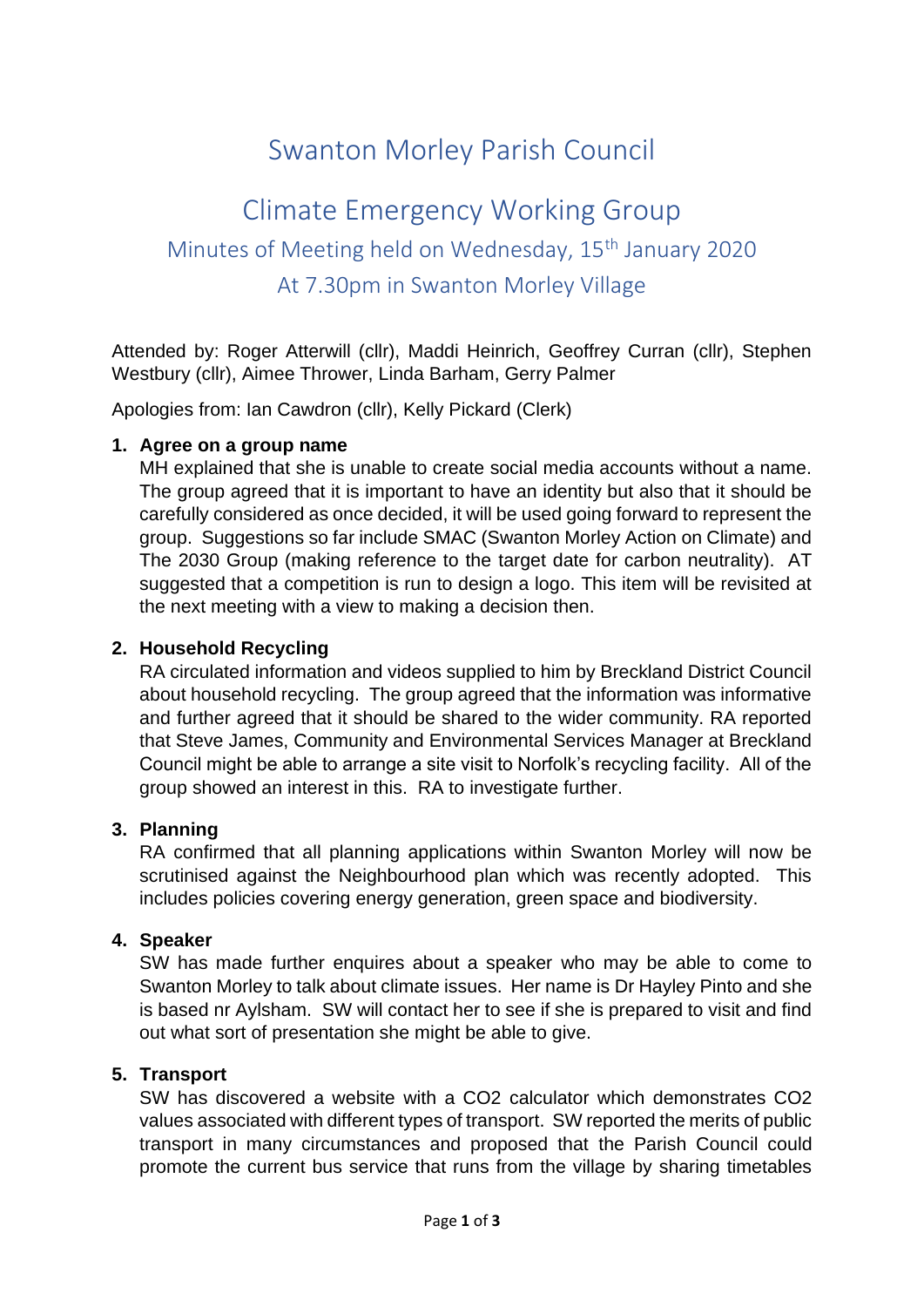# Swanton Morley Parish Council

## Climate Emergency Working Group

### Minutes of Meeting held on Wednesday, 15th January 2020

### At 7.30pm in Swanton Morley Village

Attended by: Roger Atterwill (cllr), Maddi Heinrich, Geoffrey Curran (cllr), Stephen Westbury (cllr), Aimee Thrower, Linda Barham, Gerry Palmer

Apologies from: Ian Cawdron (cllr), Kelly Pickard (Clerk)

1. **Agree on a group name**
   MH explained that she is unable to create social media accounts without a name. The group agreed that it is important to have an identity but also that it should be carefully considered as once decided, it will be used going forward to represent the group. Suggestions so far include SMAC (Swanton Morley Action on Climate) and The 2030 Group (making reference to the target date for carbon neutrality). AT suggested that a competition is run to design a logo. This item will be revisited at the next meeting with a view to making a decision then.

2. **Household Recycling**
   RA circulated information and videos supplied to him by Breckland District Council about household recycling. The group agreed that the information was informative and further agreed that it should be shared to the wider community. RA reported that Steve James, Community and Environmental Services Manager at Breckland Council might be able to arrange a site visit to Norfolk's recycling facility. All of the group showed an interest in this. RA to investigate further.

3. **Planning**
   RA confirmed that all planning applications within Swanton Morley will now be scrutinised against the Neighbourhood plan which was recently adopted. This includes policies covering energy generation, green space and biodiversity.

4. **Speaker**
   SW has made further enquires about a speaker who may be able to come to Swanton Morley to talk about climate issues. Her name is Dr Hayley Pinto and she is based nr Aylsham. SW will contact her to see if she is prepared to visit and find out what sort of presentation she might be able to give.

5. **Transport**
   SW has discovered a website with a $CO_2$ calculator which demonstrates $CO_2$ values associated with different types of transport. SW reported the merits of public transport in many circumstances and proposed that the Parish Council could promote the current bus service that runs from the village by sharing timetables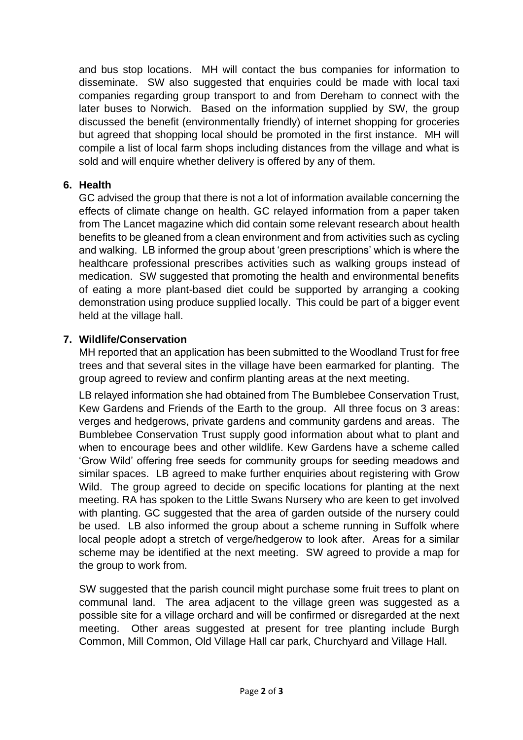and bus stop locations. MH will contact the bus companies for information to disseminate. SW also suggested that enquiries could be made with local taxi companies regarding group transport to and from Dereham to connect with the later buses to Norwich. Based on the information supplied by SW, the group discussed the benefit (environmentally friendly) of internet shopping for groceries but agreed that shopping local should be promoted in the first instance. MH will compile a list of local farm shops including distances from the village and what is sold and will enquire whether delivery is offered by any of them.

6. **Health**

   GC advised the group that there is not a lot of information available concerning the effects of climate change on health. GC relayed information from a paper taken from The Lancet magazine which did contain some relevant research about health benefits to be gleaned from a clean environment and from activities such as cycling and walking. LB informed the group about 'green prescriptions' which is where the healthcare professional prescribes activities such as walking groups instead of medication. SW suggested that promoting the health and environmental benefits of eating a more plant-based diet could be supported by arranging a cooking demonstration using produce supplied locally. This could be part of a bigger event held at the village hall.

7. **Wildlife/Conservation**

   MH reported that an application has been submitted to the Woodland Trust for free trees and that several sites in the village have been earmarked for planting. The group agreed to review and confirm planting areas at the next meeting.

   LB relayed information she had obtained from The Bumblebee Conservation Trust, Kew Gardens and Friends of the Earth to the group. All three focus on 3 areas: verges and hedgerows, private gardens and community gardens and areas. The Bumblebee Conservation Trust supply good information about what to plant and when to encourage bees and other wildlife. Kew Gardens have a scheme called 'Grow Wild' offering free seeds for community groups for seeding meadows and similar spaces. LB agreed to make further enquiries about registering with Grow Wild. The group agreed to decide on specific locations for planting at the next meeting. RA has spoken to the Little Swans Nursery who are keen to get involved with planting. GC suggested that the area of garden outside of the nursery could be used. LB also informed the group about a scheme running in Suffolk where local people adopt a stretch of verge/hedgerow to look after. Areas for a similar scheme may be identified at the next meeting. SW agreed to provide a map for the group to work from.

   SW suggested that the parish council might purchase some fruit trees to plant on communal land. The area adjacent to the village green was suggested as a possible site for a village orchard and will be confirmed or disregarded at the next meeting. Other areas suggested at present for tree planting include Burgh Common, Mill Common, Old Village Hall car park, Churchyard and Village Hall.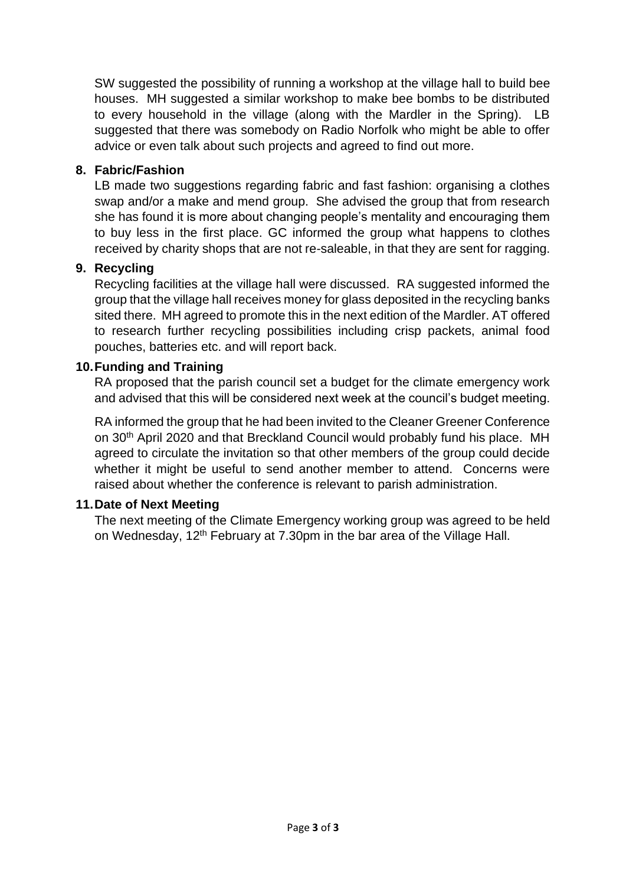SW suggested the possibility of running a workshop at the village hall to build bee houses. MH suggested a similar workshop to make bee bombs to be distributed to every household in the village (along with the Mardler in the Spring). LB suggested that there was somebody on Radio Norfolk who might be able to offer advice or even talk about such projects and agreed to find out more.

**8. Fabric/Fashion**

LB made two suggestions regarding fabric and fast fashion: organising a clothes swap and/or a make and mend group. She advised the group that from research she has found it is more about changing people's mentality and encouraging them to buy less in the first place. GC informed the group what happens to clothes received by charity shops that are not re-saleable, in that they are sent for ragging.

**9. Recycling**

Recycling facilities at the village hall were discussed. RA suggested informed the group that the village hall receives money for glass deposited in the recycling banks sited there. MH agreed to promote this in the next edition of the Mardler. AT offered to research further recycling possibilities including crisp packets, animal food pouches, batteries etc. and will report back.

**10. Funding and Training**

RA proposed that the parish council set a budget for the climate emergency work and advised that this will be considered next week at the council's budget meeting.

RA informed the group that he had been invited to the Cleaner Greener Conference on 30th April 2020 and that Breckland Council would probably fund his place. MH agreed to circulate the invitation so that other members of the group could decide whether it might be useful to send another member to attend. Concerns were raised about whether the conference is relevant to parish administration.

**11. Date of Next Meeting**

The next meeting of the Climate Emergency working group was agreed to be held on Wednesday, 12th February at 7.30pm in the bar area of the Village Hall.